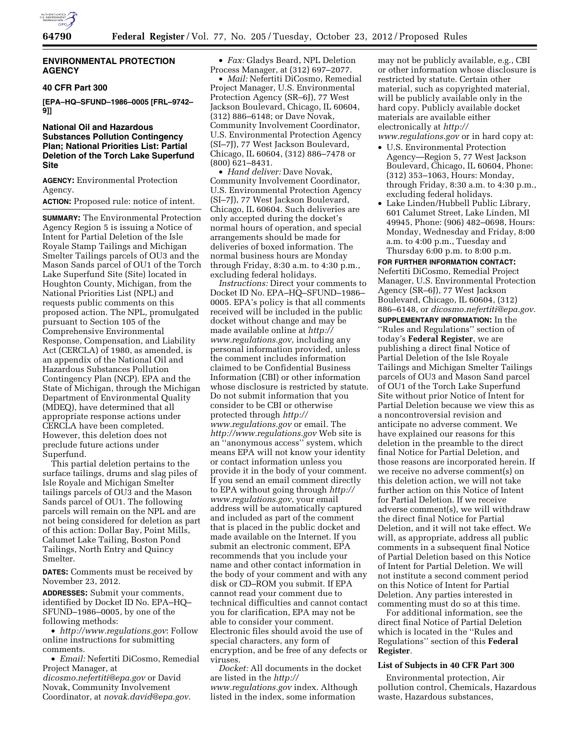## ENVIRONMENTAL PROTECTION AGENCY

### 40 CFR Part 300

**[EPA–HQ–SFUND–1986–0005 [FRL–9742–9]]**

### National Oil and Hazardous Substances Pollution Contingency Plan; National Priorities List: Partial Deletion of the Torch Lake Superfund Site

**AGENCY:** Environmental Protection Agency.

**ACTION:** Proposed rule: notice of intent.

**SUMMARY:** The Environmental Protection Agency Region 5 is issuing a Notice of Intent for Partial Deletion of the Isle Royale Stamp Tailings and Michigan Smelter Tailings parcels of OU3 and the Mason Sands parcel of OU1 of the Torch Lake Superfund Site (Site) located in Houghton County, Michigan, from the National Priorities List (NPL) and requests public comments on this proposed action. The NPL, promulgated pursuant to Section 105 of the Comprehensive Environmental Response, Compensation, and Liability Act (CERCLA) of 1980, as amended, is an appendix of the National Oil and Hazardous Substances Pollution Contingency Plan (NCP). EPA and the State of Michigan, through the Michigan Department of Environmental Quality (MDEQ), have determined that all appropriate response actions under CERCLA have been completed. However, this deletion does not preclude future actions under Superfund.

This partial deletion pertains to the surface tailings, drums and slag piles of Isle Royale and Michigan Smelter tailings parcels of OU3 and the Mason Sands parcel of OU1. The following parcels will remain on the NPL and are not being considered for deletion as part of this action: Dollar Bay, Point Mills, Calumet Lake Tailing, Boston Pond Tailings, North Entry and Quincy Smelter.

**DATES:** Comments must be received by November 23, 2012.

**ADDRESSES:** Submit your comments, identified by Docket ID No. EPA–HQ–SFUND–1986–0005, by one of the following methods:

- *http://www.regulations.gov*: Follow online instructions for submitting comments.
- *Email:* Nefertiti DiCosmo, Remedial Project Manager, at *dicosmo.nefertiti@epa.gov* or David Novak, Community Involvement Coordinator, at *novak.david@epa.gov*.
- *Fax:* Gladys Beard, NPL Deletion Process Manager, at (312) 697–2077.
- *Mail:* Nefertiti DiCosmo, Remedial Project Manager, U.S. Environmental Protection Agency (SR–6J), 77 West Jackson Boulevard, Chicago, IL 60604, (312) 886–6148; or Dave Novak, Community Involvement Coordinator, U.S. Environmental Protection Agency (SI–7J), 77 West Jackson Boulevard, Chicago, IL 60604, (312) 886–7478 or (800) 621–8431.
- *Hand deliver:* Dave Novak, Community Involvement Coordinator, U.S. Environmental Protection Agency (SI–7J), 77 West Jackson Boulevard, Chicago, IL 60604. Such deliveries are only accepted during the docket's normal hours of operation, and special arrangements should be made for deliveries of boxed information. The normal business hours are Monday through Friday, 8:30 a.m. to 4:30 p.m., excluding federal holidays.

*Instructions:* Direct your comments to Docket ID No. EPA–HQ–SFUND–1986–0005. EPA's policy is that all comments received will be included in the public docket without change and may be made available online at *http://www.regulations.gov*, including any personal information provided, unless the comment includes information claimed to be Confidential Business Information (CBI) or other information whose disclosure is restricted by statute. Do not submit information that you consider to be CBI or otherwise protected through *http://www.regulations.gov* or email. The *http://www.regulations.gov* Web site is an ''anonymous access'' system, which means EPA will not know your identity or contact information unless you provide it in the body of your comment. If you send an email comment directly to EPA without going through *http://www.regulations.gov*, your email address will be automatically captured and included as part of the comment that is placed in the public docket and made available on the Internet. If you submit an electronic comment, EPA recommends that you include your name and other contact information in the body of your comment and with any disk or CD–ROM you submit. If EPA cannot read your comment due to technical difficulties and cannot contact you for clarification, EPA may not be able to consider your comment. Electronic files should avoid the use of special characters, any form of encryption, and be free of any defects or viruses.

*Docket:* All documents in the docket are listed in the *http://www.regulations.gov* index. Although listed in the index, some information may not be publicly available, e.g., CBI or other information whose disclosure is restricted by statute. Certain other material, such as copyrighted material, will be publicly available only in the hard copy. Publicly available docket materials are available either electronically at *http://www.regulations.gov* or in hard copy at:

- U.S. Environmental Protection Agency—Region 5, 77 West Jackson Boulevard, Chicago, IL 60604, Phone: (312) 353–1063, Hours: Monday, through Friday, 8:30 a.m. to 4:30 p.m., excluding federal holidays.
- Lake Linden/Hubbell Public Library, 601 Calumet Street, Lake Linden, MI 49945, Phone: (906) 482–0698, Hours: Monday, Wednesday and Friday, 8:00 a.m. to 4:00 p.m., Tuesday and Thursday 6:00 p.m. to 8:00 p.m.

**FOR FURTHER INFORMATION CONTACT:** Nefertiti DiCosmo, Remedial Project Manager, U.S. Environmental Protection Agency (SR–6J), 77 West Jackson Boulevard, Chicago, IL 60604, (312) 886–6148, or *dicosmo.nefertiti@epa.gov.*

**SUPPLEMENTARY INFORMATION:** In the ''Rules and Regulations'' section of today's **Federal Register**, we are publishing a direct final Notice of Partial Deletion of the Isle Royale Tailings and Michigan Smelter Tailings parcels of OU3 and Mason Sand parcel of OU1 of the Torch Lake Superfund Site without prior Notice of Intent for Partial Deletion because we view this as a noncontroversial revision and anticipate no adverse comment. We have explained our reasons for this deletion in the preamble to the direct final Notice for Partial Deletion, and those reasons are incorporated herein. If we receive no adverse comment(s) on this deletion action, we will not take further action on this Notice of Intent for Partial Deletion. If we receive adverse comment(s), we will withdraw the direct final Notice for Partial Deletion, and it will not take effect. We will, as appropriate, address all public comments in a subsequent final Notice of Partial Deletion based on this Notice of Intent for Partial Deletion. We will not institute a second comment period on this Notice of Intent for Partial Deletion. Any parties interested in commenting must do so at this time.

For additional information, see the direct final Notice of Partial Deletion which is located in the ''Rules and Regulations'' section of this **Federal Register**.

#### List of Subjects in 40 CFR Part 300

Environmental protection, Air pollution control, Chemicals, Hazardous waste, Hazardous substances,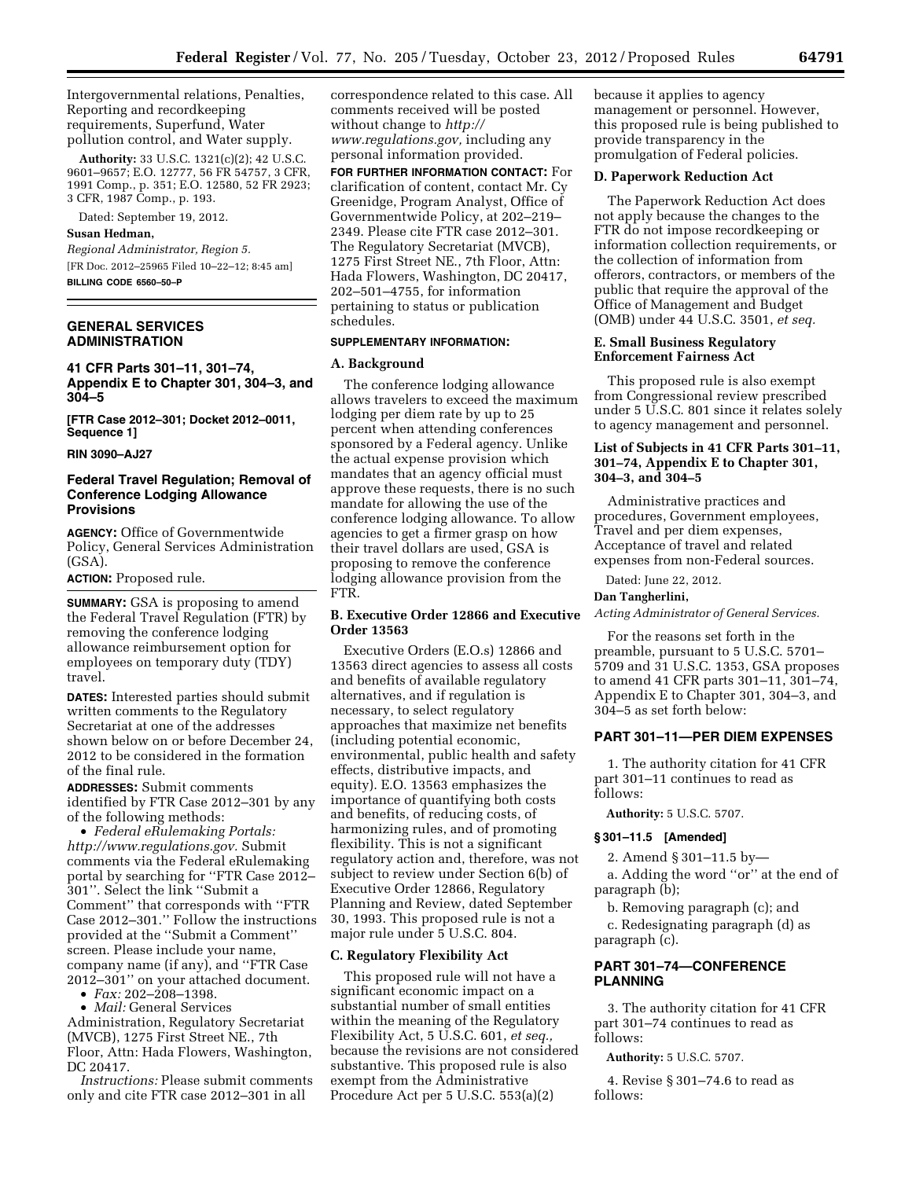Intergovernmental relations, Penalties, Reporting and recordkeeping requirements, Superfund, Water pollution control, and Water supply.

**Authority:** 33 U.S.C. 1321(c)(2); 42 U.S.C. 9601–9657; E.O. 12777, 56 FR 54757, 3 CFR, 1991 Comp., p. 351; E.O. 12580, 52 FR 2923; 3 CFR, 1987 Comp., p. 193.

Dated: September 19, 2012.

**Susan Hedman,**

*Regional Administrator, Region 5.*

[FR Doc. 2012–25965 Filed 10–22–12; 8:45 am]

**BILLING CODE 6560–50–P**

---

## GENERAL SERVICES ADMINISTRATION

### 41 CFR Parts 301–11, 301–74, Appendix E to Chapter 301, 304–3, and 304–5

**[FTR Case 2012–301; Docket 2012–0011, Sequence 1]**

**RIN 3090–AJ27**

### Federal Travel Regulation; Removal of Conference Lodging Allowance Provisions

**AGENCY:** Office of Governmentwide Policy, General Services Administration (GSA).

**ACTION:** Proposed rule.

---

**SUMMARY:** GSA is proposing to amend the Federal Travel Regulation (FTR) by removing the conference lodging allowance reimbursement option for employees on temporary duty (TDY) travel.

**DATES:** Interested parties should submit written comments to the Regulatory Secretariat at one of the addresses shown below on or before December 24, 2012 to be considered in the formation of the final rule.

**ADDRESSES:** Submit comments identified by FTR Case 2012–301 by any of the following methods:

- *Federal eRulemaking Portals: http://www.regulations.gov.* Submit comments via the Federal eRulemaking portal by searching for ''FTR Case 2012–301''. Select the link ''Submit a Comment'' that corresponds with ''FTR Case 2012–301.'' Follow the instructions provided at the ''Submit a Comment'' screen. Please include your name, company name (if any), and ''FTR Case 2012–301'' on your attached document.
- *Fax:* 202–208–1398.
- *Mail:* General Services Administration, Regulatory Secretariat (MVCB), 1275 First Street NE., 7th Floor, Attn: Hada Flowers, Washington, DC 20417.

*Instructions:* Please submit comments only and cite FTR case 2012–301 in all correspondence related to this case. All comments received will be posted without change to *http://www.regulations.gov,* including any personal information provided.

**FOR FURTHER INFORMATION CONTACT:** For clarification of content, contact Mr. Cy Greenidge, Program Analyst, Office of Governmentwide Policy, at 202–219–2349. Please cite FTR case 2012–301. The Regulatory Secretariat (MVCB), 1275 First Street NE., 7th Floor, Attn: Hada Flowers, Washington, DC 20417, 202–501–4755, for information pertaining to status or publication schedules.

**SUPPLEMENTARY INFORMATION:**

#### A. Background

The conference lodging allowance allows travelers to exceed the maximum lodging per diem rate by up to 25 percent when attending conferences sponsored by a Federal agency. Unlike the actual expense provision which mandates that an agency official must approve these requests, there is no such mandate for allowing the use of the conference lodging allowance. To allow agencies to get a firmer grasp on how their travel dollars are used, GSA is proposing to remove the conference lodging allowance provision from the FTR.

#### B. Executive Order 12866 and Executive Order 13563

Executive Orders (E.O.s) 12866 and 13563 direct agencies to assess all costs and benefits of available regulatory alternatives, and if regulation is necessary, to select regulatory approaches that maximize net benefits (including potential economic, environmental, public health and safety effects, distributive impacts, and equity). E.O. 13563 emphasizes the importance of quantifying both costs and benefits, of reducing costs, of harmonizing rules, and of promoting flexibility. This is not a significant regulatory action and, therefore, was not subject to review under Section 6(b) of Executive Order 12866, Regulatory Planning and Review, dated September 30, 1993. This proposed rule is not a major rule under 5 U.S.C. 804.

#### C. Regulatory Flexibility Act

This proposed rule will not have a significant economic impact on a substantial number of small entities within the meaning of the Regulatory Flexibility Act, 5 U.S.C. 601, *et seq.,* because the revisions are not considered substantive. This proposed rule is also exempt from the Administrative Procedure Act per 5 U.S.C. 553(a)(2) because it applies to agency management or personnel. However, this proposed rule is being published to provide transparency in the promulgation of Federal policies.

#### D. Paperwork Reduction Act

The Paperwork Reduction Act does not apply because the changes to the FTR do not impose recordkeeping or information collection requirements, or the collection of information from offerors, contractors, or members of the public that require the approval of the Office of Management and Budget (OMB) under 44 U.S.C. 3501, *et seq.*

#### E. Small Business Regulatory Enforcement Fairness Act

This proposed rule is also exempt from Congressional review prescribed under 5 U.S.C. 801 since it relates solely to agency management and personnel.

#### List of Subjects in 41 CFR Parts 301–11, 301–74, Appendix E to Chapter 301, 304–3, and 304–5

Administrative practices and procedures, Government employees, Travel and per diem expenses, Acceptance of travel and related expenses from non-Federal sources.

Dated: June 22, 2012.

**Dan Tangherlini,**

*Acting Administrator of General Services.*

For the reasons set forth in the preamble, pursuant to 5 U.S.C. 5701–5709 and 31 U.S.C. 1353, GSA proposes to amend 41 CFR parts 301–11, 301–74, Appendix E to Chapter 301, 304–3, and 304–5 as set forth below:

### PART 301–11—PER DIEM EXPENSES

1. The authority citation for 41 CFR part 301–11 continues to read as follows:

**Authority:** 5 U.S.C. 5707.

#### § 301–11.5 [Amended]

2. Amend § 301–11.5 by—

a. Adding the word ''or'' at the end of paragraph (b);

b. Removing paragraph (c); and

c. Redesignating paragraph (d) as paragraph (c).

### PART 301–74—CONFERENCE PLANNING

3. The authority citation for 41 CFR part 301–74 continues to read as follows:

**Authority:** 5 U.S.C. 5707.

4. Revise § 301–74.6 to read as follows: